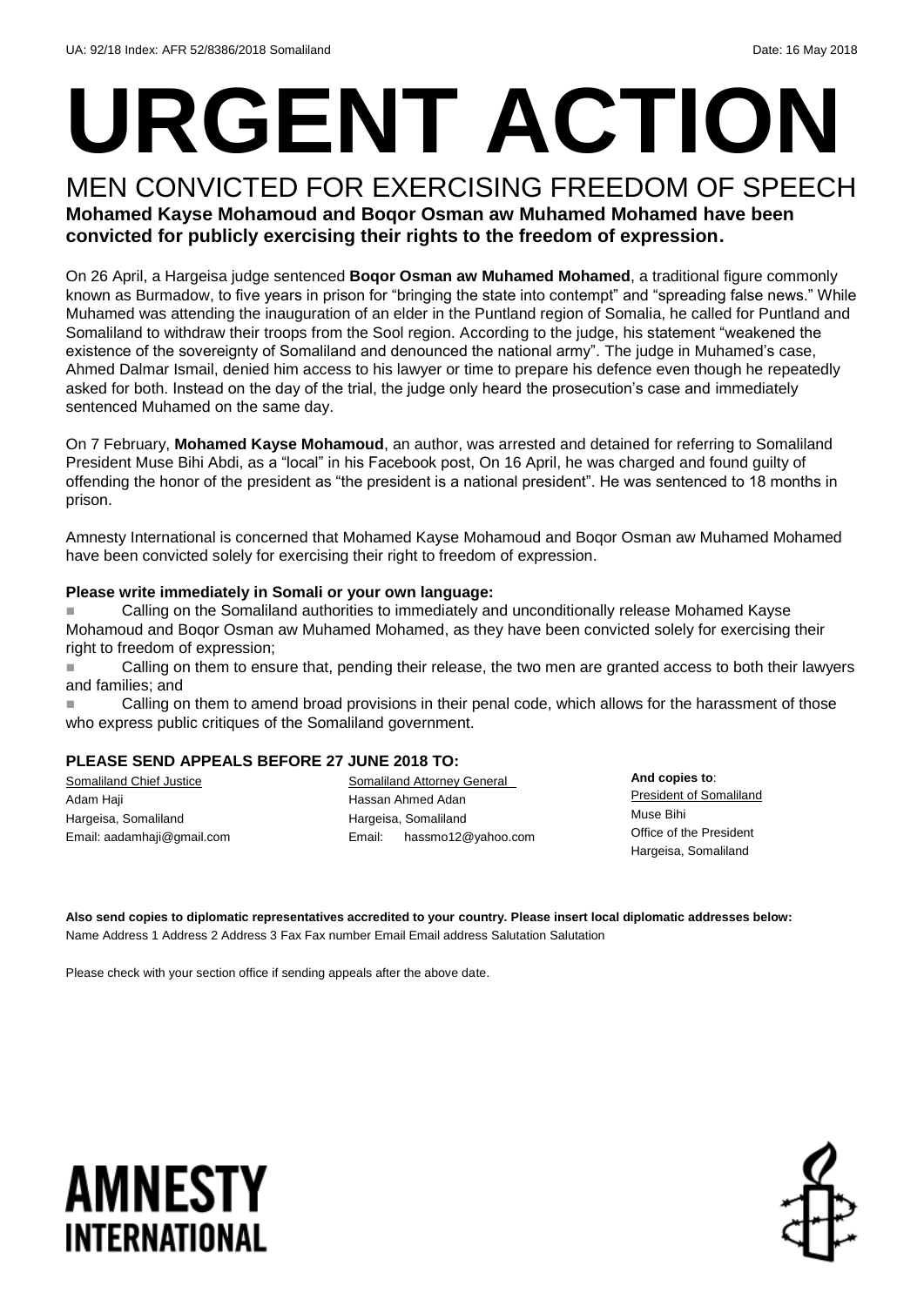UA: 92/18 Index: AFR 52/8386/2018 Somaliland Date: 16 May 2018

# URGENT ACTION

## MEN CONVICTED FOR EXERCISING FREEDOM OF SPEECH

**Mohamed Kayse Mohamoud and Boqor Osman aw Muhamed Mohamed have been convicted for publicly exercising their rights to the freedom of expression.**

On 26 April, a Hargeisa judge sentenced **Boqor Osman aw Muhamed Mohamed**, a traditional figure commonly known as Burmadow, to five years in prison for "bringing the state into contempt" and "spreading false news." While Muhamed was attending the inauguration of an elder in the Puntland region of Somalia, he called for Puntland and Somaliland to withdraw their troops from the Sool region. According to the judge, his statement "weakened the existence of the sovereignty of Somaliland and denounced the national army". The judge in Muhamed's case, Ahmed Dalmar Ismail, denied him access to his lawyer or time to prepare his defence even though he repeatedly asked for both. Instead on the day of the trial, the judge only heard the prosecution's case and immediately sentenced Muhamed on the same day.

On 7 February, **Mohamed Kayse Mohamoud**, an author, was arrested and detained for referring to Somaliland President Muse Bihi Abdi, as a "local" in his Facebook post, On 16 April, he was charged and found guilty of offending the honor of the president as "the president is a national president". He was sentenced to 18 months in prison.

Amnesty International is concerned that Mohamed Kayse Mohamoud and Boqor Osman aw Muhamed Mohamed have been convicted solely for exercising their right to freedom of expression.

**Please write immediately in Somali or your own language:**

- Calling on the Somaliland authorities to immediately and unconditionally release Mohamed Kayse Mohamoud and Boqor Osman aw Muhamed Mohamed, as they have been convicted solely for exercising their right to freedom of expression;
- Calling on them to ensure that, pending their release, the two men are granted access to both their lawyers and families; and
- Calling on them to amend broad provisions in their penal code, which allows for the harassment of those who express public critiques of the Somaliland government.

**PLEASE SEND APPEALS BEFORE 27 JUNE 2018 TO:**

Somaliland Chief Justice
Adam Haji
Hargeisa, Somaliland
Email: aadamhaji@gmail.com

Somaliland Attorney General
Hassan Ahmed Adan
Hargeisa, Somaliland
Email: hassmo12@yahoo.com

**And copies to**:
President of Somaliland
Muse Bihi
Office of the President
Hargeisa, Somaliland

**Also send copies to diplomatic representatives accredited to your country. Please insert local diplomatic addresses below:**
Name Address 1 Address 2 Address 3 Fax Fax number Email Email address Salutation Salutation

Please check with your section office if sending appeals after the above date.

AMNESTY INTERNATIONAL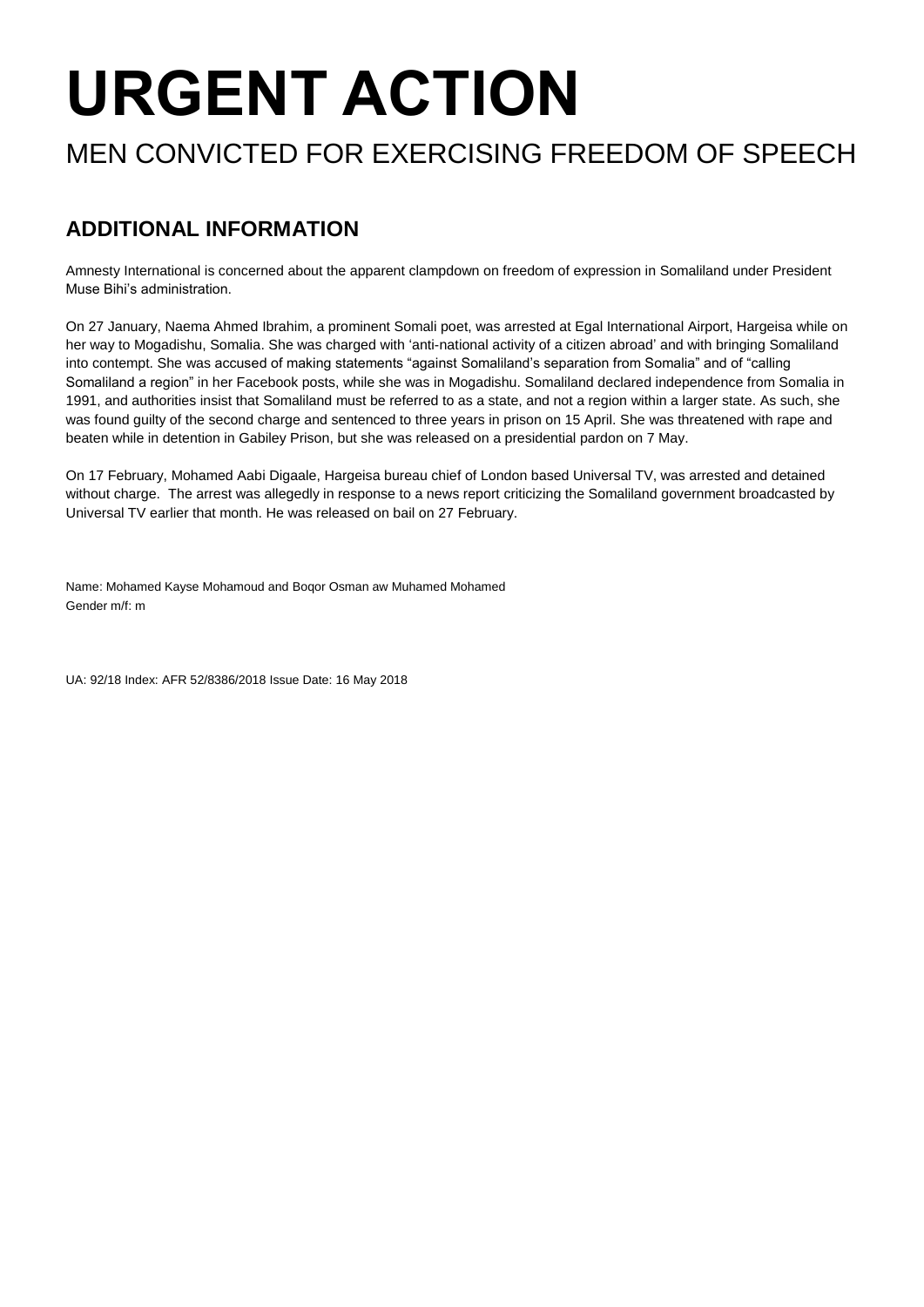# URGENT ACTION

## MEN CONVICTED FOR EXERCISING FREEDOM OF SPEECH

### ADDITIONAL INFORMATION

Amnesty International is concerned about the apparent clampdown on freedom of expression in Somaliland under President Muse Bihi's administration.

On 27 January, Naema Ahmed Ibrahim, a prominent Somali poet, was arrested at Egal International Airport, Hargeisa while on her way to Mogadishu, Somalia. She was charged with 'anti-national activity of a citizen abroad' and with bringing Somaliland into contempt. She was accused of making statements "against Somaliland's separation from Somalia" and of "calling Somaliland a region" in her Facebook posts, while she was in Mogadishu. Somaliland declared independence from Somalia in 1991, and authorities insist that Somaliland must be referred to as a state, and not a region within a larger state. As such, she was found guilty of the second charge and sentenced to three years in prison on 15 April. She was threatened with rape and beaten while in detention in Gabiley Prison, but she was released on a presidential pardon on 7 May.

On 17 February, Mohamed Aabi Digaale, Hargeisa bureau chief of London based Universal TV, was arrested and detained without charge. The arrest was allegedly in response to a news report criticizing the Somaliland government broadcasted by Universal TV earlier that month. He was released on bail on 27 February.

Name: Mohamed Kayse Mohamoud and Boqor Osman aw Muhamed Mohamed
Gender m/f: m

UA: 92/18 Index: AFR 52/8386/2018 Issue Date: 16 May 2018